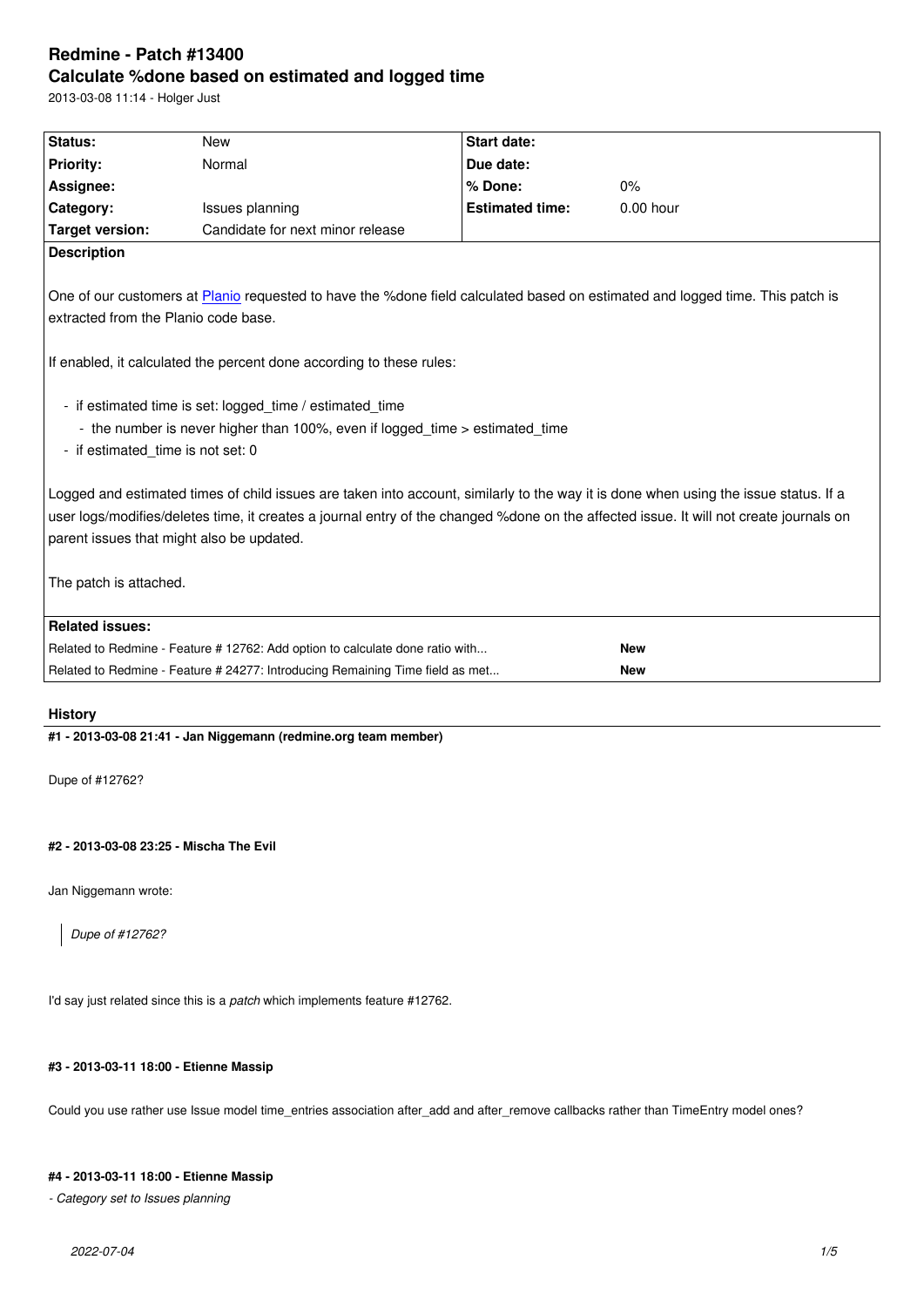# Redmine - Patch #13400

## Calculate %done based on estimated and logged time

2013-03-08 11:14 - Holger Just

| | | | |
|---|---|---|---|
| **Status:** | New | **Start date:** | |
| **Priority:** | Normal | **Due date:** | |
| **Assignee:** | | **% Done:** | 0% |
| **Category:** | Issues planning | **Estimated time:** | 0.00 hour |
| **Target version:** | Candidate for next minor release | | |

**Description**

One of our customers at [Planio](https://plan.io) requested to have the %done field calculated based on estimated and logged time. This patch is extracted from the Planio code base.

If enabled, it calculated the percent done according to these rules:

- if estimated time is set: logged_time / estimated_time
  - the number is never higher than 100%, even if logged_time > estimated_time
- if estimated_time is not set: 0

Logged and estimated times of child issues are taken into account, similarly to the way it is done when using the issue status. If a user logs/modifies/deletes time, it creates a journal entry of the changed %done on the affected issue. It will not create journals on parent issues that might also be updated.

The patch is attached.

**Related issues:**

| | |
|---|---|
| Related to Redmine - Feature # 12762: Add option to calculate done ratio with... | **New** |
| Related to Redmine - Feature # 24277: Introducing Remaining Time field as met... | **New** |

## History

#### #1 - 2013-03-08 21:41 - Jan Niggemann (redmine.org team member)

Dupe of #12762?

#### #2 - 2013-03-08 23:25 - Mischa The Evil

Jan Niggemann wrote:

> *Dupe of #12762?*

I'd say just related since this is a *patch* which implements feature #12762.

#### #3 - 2013-03-11 18:00 - Etienne Massip

Could you use rather use Issue model time_entries association after_add and after_remove callbacks rather than TimeEntry model ones?

#### #4 - 2013-03-11 18:00 - Etienne Massip

*- Category set to Issues planning*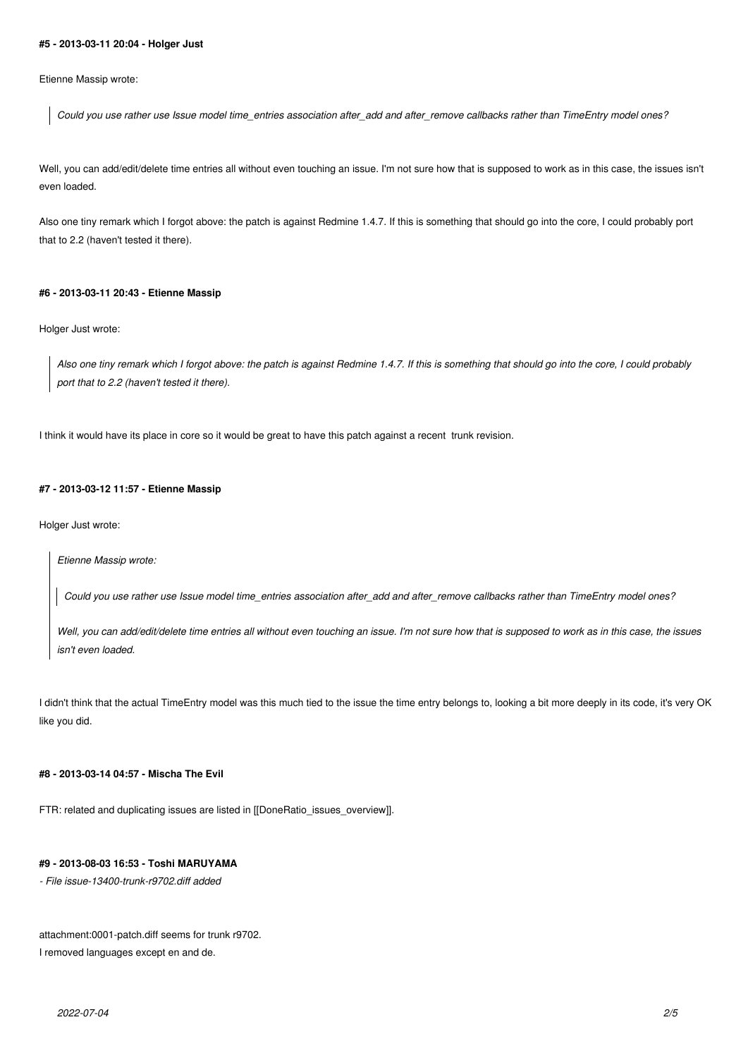#### #5 - 2013-03-11 20:04 - Holger Just

Etienne Massip wrote:

> *Could you use rather use Issue model time_entries association after_add and after_remove callbacks rather than TimeEntry model ones?*

Well, you can add/edit/delete time entries all without even touching an issue. I'm not sure how that is supposed to work as in this case, the issues isn't even loaded.

Also one tiny remark which I forgot above: the patch is against Redmine 1.4.7. If this is something that should go into the core, I could probably port that to 2.2 (haven't tested it there).

#### #6 - 2013-03-11 20:43 - Etienne Massip

Holger Just wrote:

> *Also one tiny remark which I forgot above: the patch is against Redmine 1.4.7. If this is something that should go into the core, I could probably port that to 2.2 (haven't tested it there).*

I think it would have its place in core so it would be great to have this patch against a recent trunk revision.

#### #7 - 2013-03-12 11:57 - Etienne Massip

Holger Just wrote:

> *Etienne Massip wrote:*
>
> > *Could you use rather use Issue model time_entries association after_add and after_remove callbacks rather than TimeEntry model ones?*
>
> *Well, you can add/edit/delete time entries all without even touching an issue. I'm not sure how that is supposed to work as in this case, the issues isn't even loaded.*

I didn't think that the actual TimeEntry model was this much tied to the issue the time entry belongs to, looking a bit more deeply in its code, it's very OK like you did.

#### #8 - 2013-03-14 04:57 - Mischa The Evil

FTR: related and duplicating issues are listed in [[DoneRatio_issues_overview]].

#### #9 - 2013-08-03 16:53 - Toshi MARUYAMA

*- File issue-13400-trunk-r9702.diff added*

attachment:0001-patch.diff seems for trunk r9702.
I removed languages except en and de.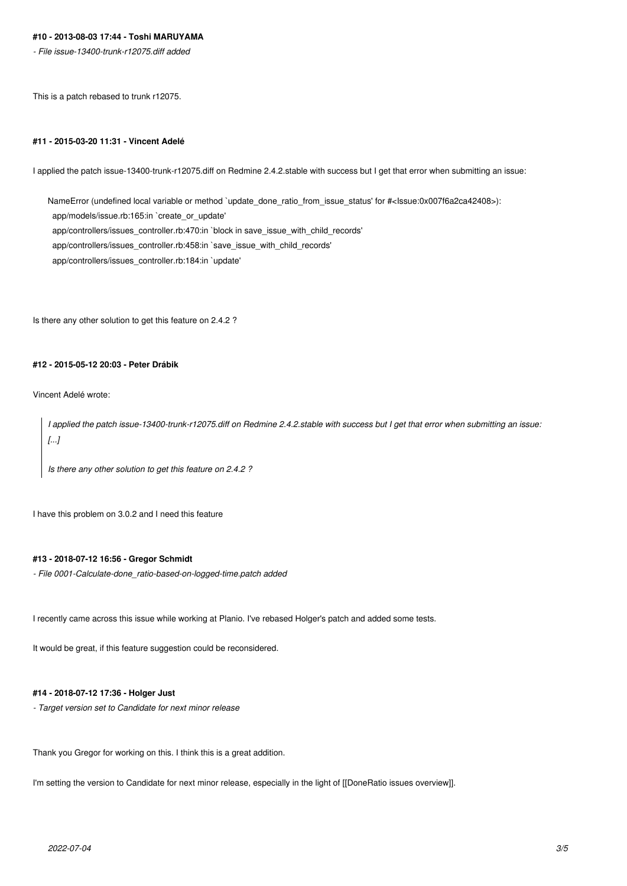#### #10 - 2013-08-03 17:44 - Toshi MARUYAMA

*- File issue-13400-trunk-r12075.diff added*

This is a patch rebased to trunk r12075.

#### #11 - 2015-03-20 11:31 - Vincent Adelé

I applied the patch issue-13400-trunk-r12075.diff on Redmine 2.4.2.stable with success but I get that error when submitting an issue:

```
NameError (undefined local variable or method `update_done_ratio_from_issue_status' for #<Issue:0x007f6a2ca42408>):
  app/models/issue.rb:165:in `create_or_update'
  app/controllers/issues_controller.rb:470:in `block in save_issue_with_child_records'
  app/controllers/issues_controller.rb:458:in `save_issue_with_child_records'
  app/controllers/issues_controller.rb:184:in `update'
```

Is there any other solution to get this feature on 2.4.2 ?

#### #12 - 2015-05-12 20:03 - Peter Drábik

Vincent Adelé wrote:

> *I applied the patch issue-13400-trunk-r12075.diff on Redmine 2.4.2.stable with success but I get that error when submitting an issue:*
> *[...]*
>
> *Is there any other solution to get this feature on 2.4.2 ?*

I have this problem on 3.0.2 and I need this feature

#### #13 - 2018-07-12 16:56 - Gregor Schmidt

*- File 0001-Calculate-done_ratio-based-on-logged-time.patch added*

I recently came across this issue while working at Planio. I've rebased Holger's patch and added some tests.

It would be great, if this feature suggestion could be reconsidered.

#### #14 - 2018-07-12 17:36 - Holger Just

*- Target version set to Candidate for next minor release*

Thank you Gregor for working on this. I think this is a great addition.

I'm setting the version to Candidate for next minor release, especially in the light of [[DoneRatio issues overview]].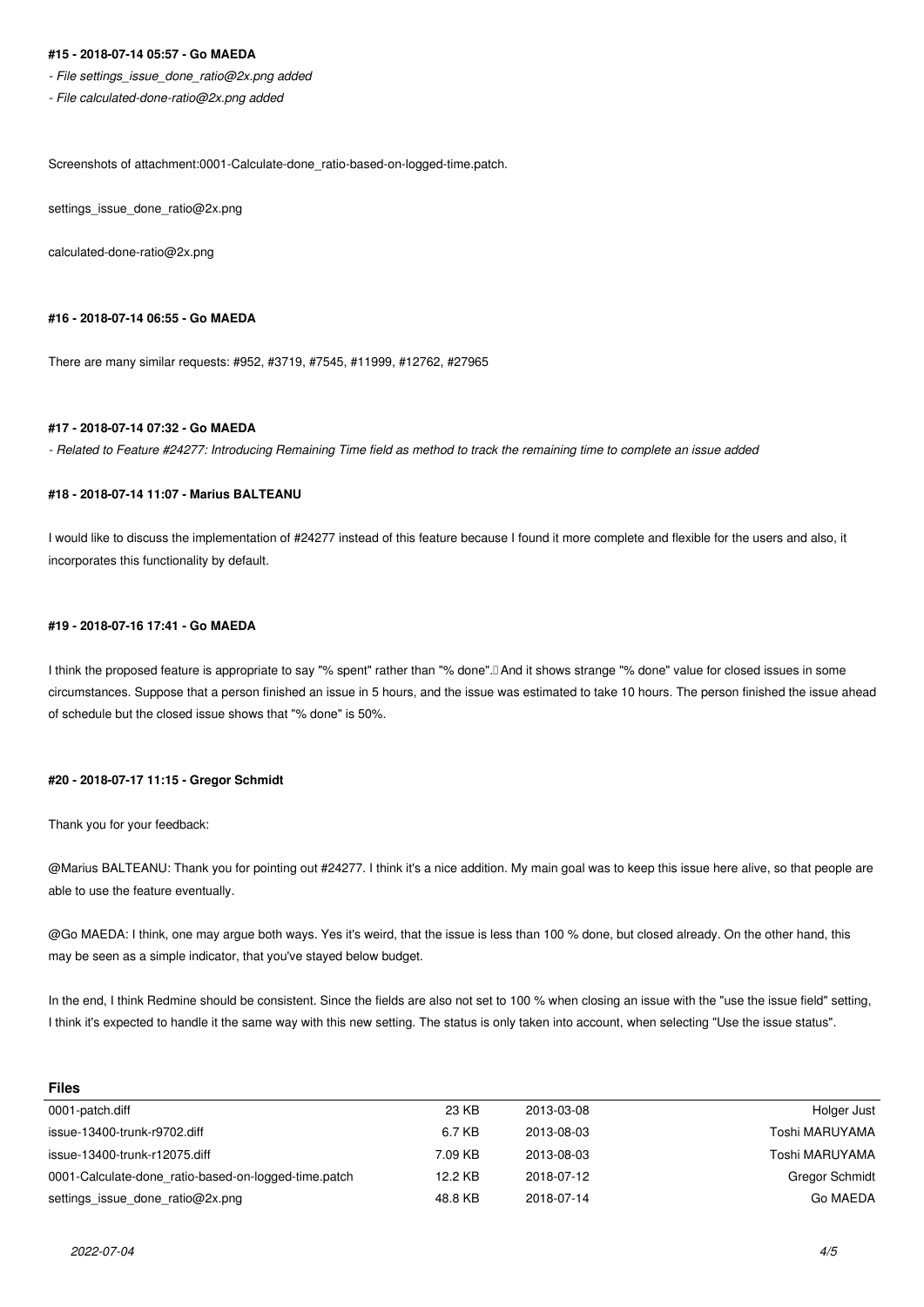#### #15 - 2018-07-14 05:57 - Go MAEDA

*- File settings_issue_done_ratio@2x.png added*

*- File calculated-done-ratio@2x.png added*

Screenshots of attachment:0001-Calculate-done_ratio-based-on-logged-time.patch.

settings_issue_done_ratio@2x.png

calculated-done-ratio@2x.png

#### #16 - 2018-07-14 06:55 - Go MAEDA

There are many similar requests: #952, #3719, #7545, #11999, #12762, #27965

#### #17 - 2018-07-14 07:32 - Go MAEDA

*- Related to Feature #24277: Introducing Remaining Time field as method to track the remaining time to complete an issue added*

#### #18 - 2018-07-14 11:07 - Marius BALTEANU

I would like to discuss the implementation of #24277 instead of this feature because I found it more complete and flexible for the users and also, it incorporates this functionality by default.

#### #19 - 2018-07-16 17:41 - Go MAEDA

I think the proposed feature is appropriate to say "% spent" rather than "% done". And it shows strange "% done" value for closed issues in some circumstances. Suppose that a person finished an issue in 5 hours, and the issue was estimated to take 10 hours. The person finished the issue ahead of schedule but the closed issue shows that "% done" is 50%.

#### #20 - 2018-07-17 11:15 - Gregor Schmidt

Thank you for your feedback:

@Marius BALTEANU: Thank you for pointing out #24277. I think it's a nice addition. My main goal was to keep this issue here alive, so that people are able to use the feature eventually.

@Go MAEDA: I think, one may argue both ways. Yes it's weird, that the issue is less than 100 % done, but closed already. On the other hand, this may be seen as a simple indicator, that you've stayed below budget.

In the end, I think Redmine should be consistent. Since the fields are also not set to 100 % when closing an issue with the "use the issue field" setting, I think it's expected to handle it the same way with this new setting. The status is only taken into account, when selecting "Use the issue status".

**Files**

| | | | |
|---|---|---|---|
| 0001-patch.diff | 23 KB | 2013-03-08 | Holger Just |
| issue-13400-trunk-r9702.diff | 6.7 KB | 2013-08-03 | Toshi MARUYAMA |
| issue-13400-trunk-r12075.diff | 7.09 KB | 2013-08-03 | Toshi MARUYAMA |
| 0001-Calculate-done_ratio-based-on-logged-time.patch | 12.2 KB | 2018-07-12 | Gregor Schmidt |
| settings_issue_done_ratio@2x.png | 48.8 KB | 2018-07-14 | Go MAEDA |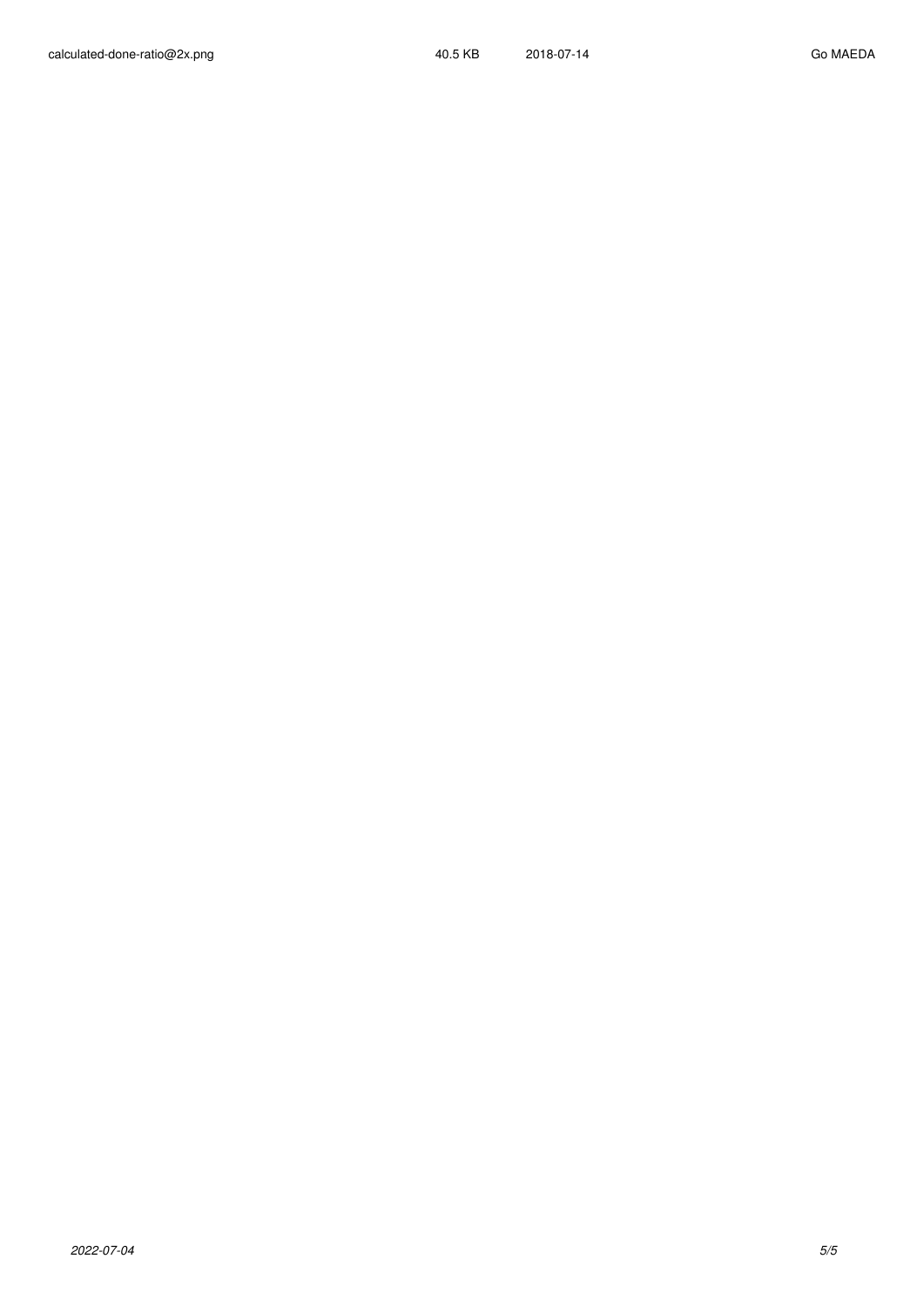| | | | |
|---|---|---|---|
| calculated-done-ratio@2x.png | 40.5 KB | 2018-07-14 | Go MAEDA |